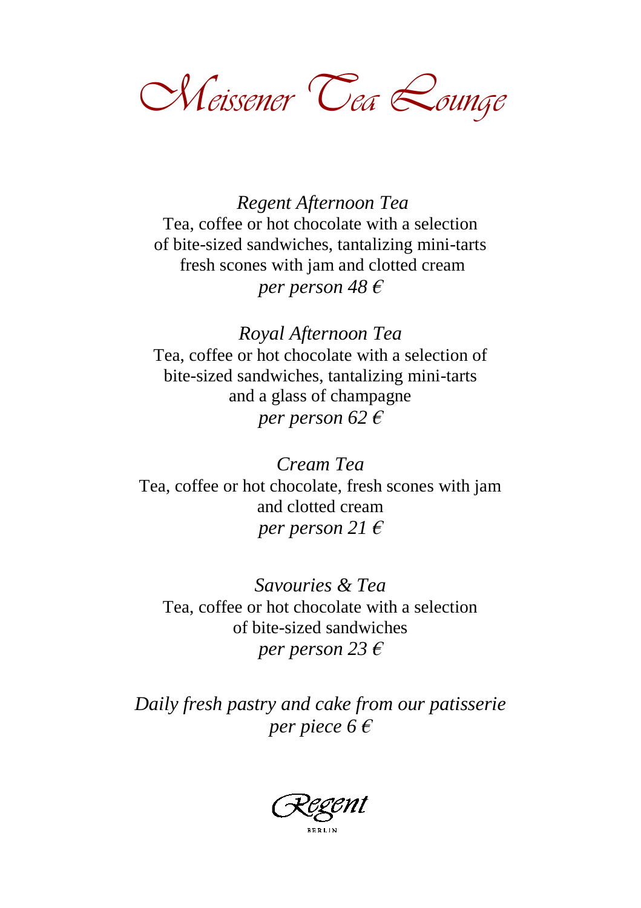# Meissener Tea Lounge

*Regent Afternoon Tea*
Tea, coffee or hot chocolate with a selection
of bite-sized sandwiches, tantalizing mini-tarts
fresh scones with jam and clotted cream
*per person 48 €*

*Royal Afternoon Tea*
Tea, coffee or hot chocolate with a selection of
bite-sized sandwiches, tantalizing mini-tarts
and a glass of champagne
*per person 62 €*

*Cream Tea*
Tea, coffee or hot chocolate, fresh scones with jam
and clotted cream
*per person 21 €*

*Savouries & Tea*
Tea, coffee or hot chocolate with a selection
of bite-sized sandwiches
*per person 23 €*

*Daily fresh pastry and cake from our patisserie*
*per piece 6 €*

Regent
BERLIN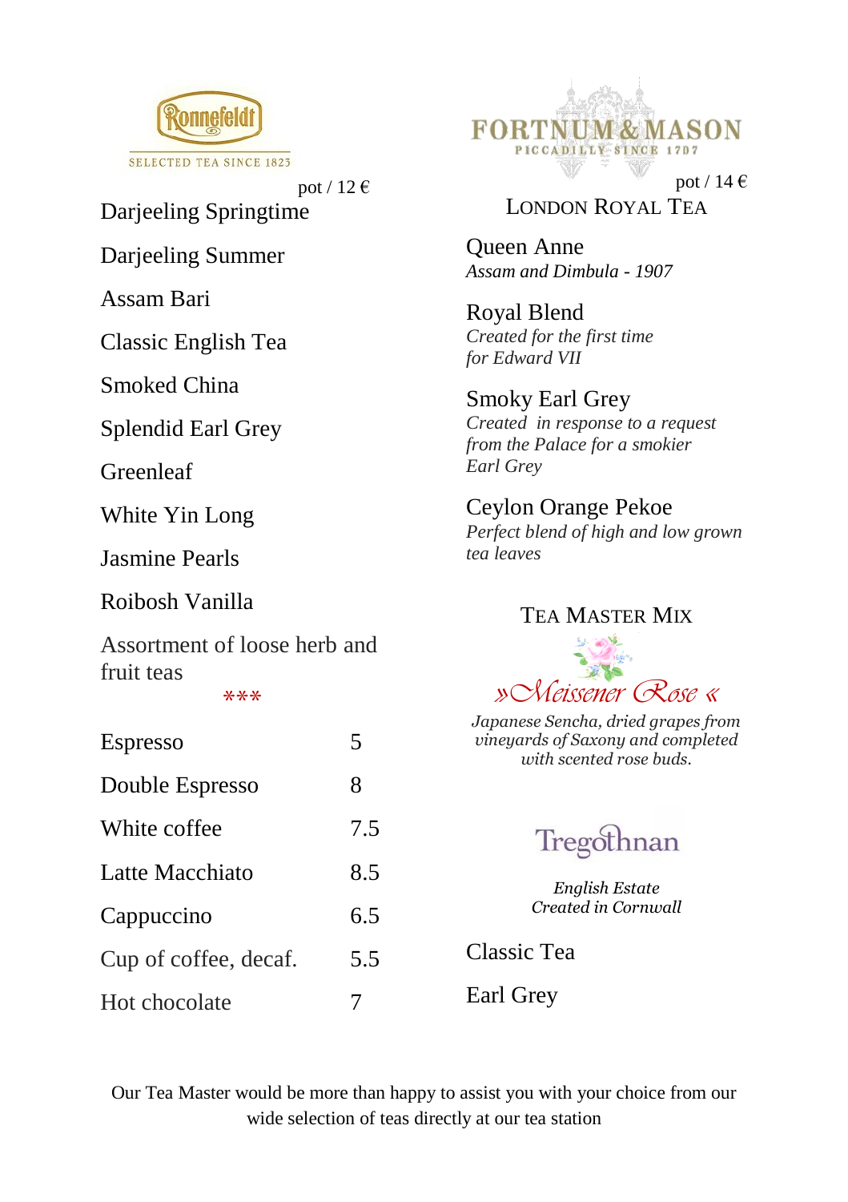Ronnefeldt

SELECTED TEA SINCE 1823

pot / 12 €

Darjeeling Springtime

Darjeeling Summer

Assam Bari

Classic English Tea

Smoked China

Splendid Earl Grey

Greenleaf

White Yin Long

Jasmine Pearls

Roibosh Vanilla

Assortment of loose herb and fruit teas

***

| | |
|---|---|
| Espresso | 5 |
| Double Espresso | 8 |
| White coffee | 7.5 |
| Latte Macchiato | 8.5 |
| Cappuccino | 6.5 |
| Cup of coffee, decaf. | 5.5 |
| Hot chocolate | 7 |

FORTNUM & MASON

PICCADILLY SINCE 1707

pot / 14 €

## London Royal Tea

Queen Anne
*Assam and Dimbula - 1907*

Royal Blend
*Created for the first time for Edward VII*

Smoky Earl Grey
*Created in response to a request from the Palace for a smokier Earl Grey*

Ceylon Orange Pekoe
*Perfect blend of high and low grown tea leaves*

## Tea Master Mix

»Meissener Rose «

*Japanese Sencha, dried grapes from vineyards of Saxony and completed with scented rose buds.*

Tregothnan

*English Estate*
*Created in Cornwall*

Classic Tea

Earl Grey

Our Tea Master would be more than happy to assist you with your choice from our wide selection of teas directly at our tea station